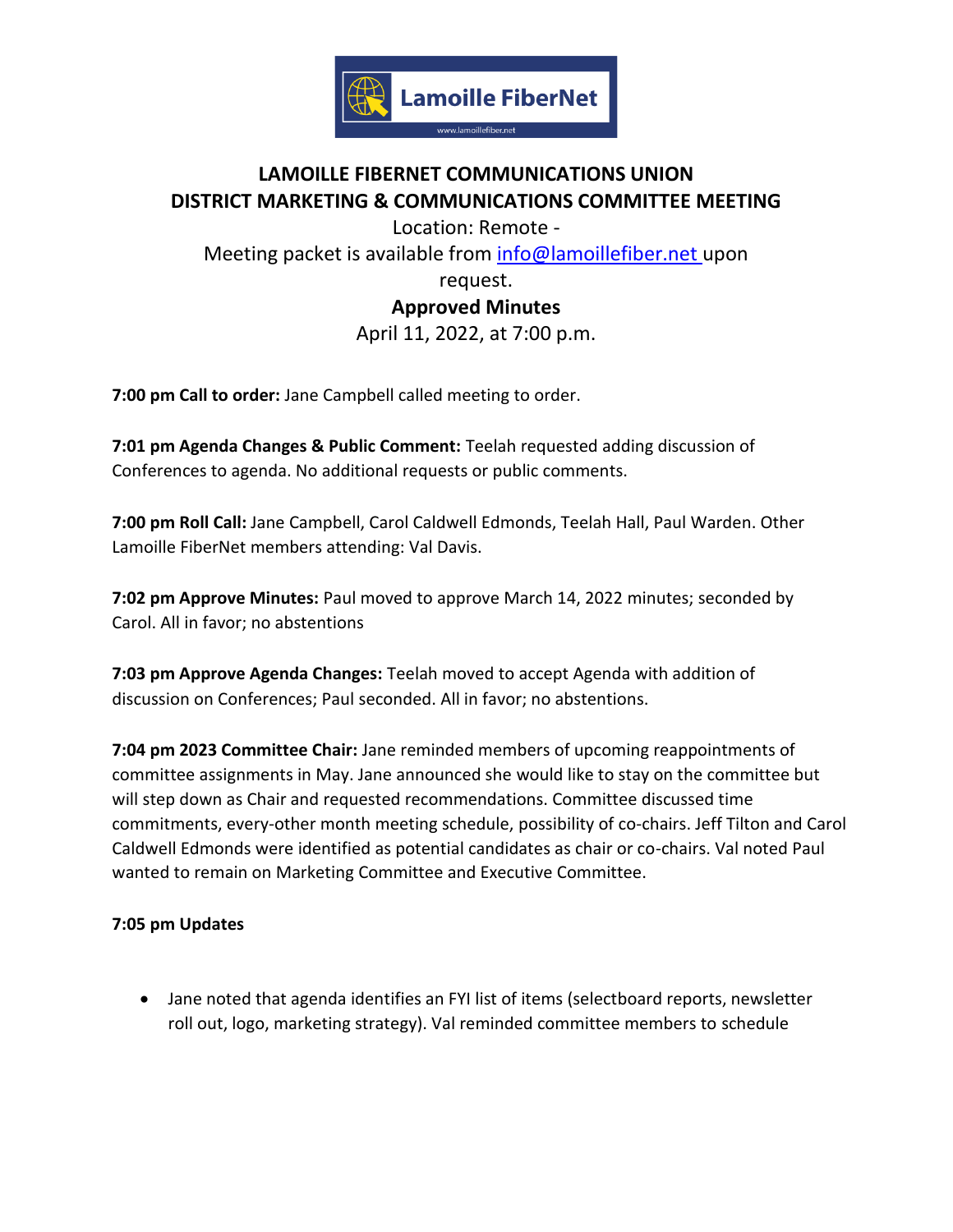**LAMOILLE FIBERNET COMMUNICATIONS UNION**
**DISTRICT MARKETING & COMMUNICATIONS COMMITTEE MEETING**

Location: Remote -

Meeting packet is available from info@lamoillefiber.net upon request.

**Approved Minutes**

April 11, 2022, at 7:00 p.m.

**7:00 pm Call to order:** Jane Campbell called meeting to order.

**7:01 pm Agenda Changes & Public Comment:** Teelah requested adding discussion of Conferences to agenda. No additional requests or public comments.

**7:00 pm Roll Call:** Jane Campbell, Carol Caldwell Edmonds, Teelah Hall, Paul Warden. Other Lamoille FiberNet members attending: Val Davis.

**7:02 pm Approve Minutes:** Paul moved to approve March 14, 2022 minutes; seconded by Carol. All in favor; no abstentions

**7:03 pm Approve Agenda Changes:** Teelah moved to accept Agenda with addition of discussion on Conferences; Paul seconded. All in favor; no abstentions.

**7:04 pm 2023 Committee Chair:** Jane reminded members of upcoming reappointments of committee assignments in May. Jane announced she would like to stay on the committee but will step down as Chair and requested recommendations. Committee discussed time commitments, every-other month meeting schedule, possibility of co-chairs. Jeff Tilton and Carol Caldwell Edmonds were identified as potential candidates as chair or co-chairs. Val noted Paul wanted to remain on Marketing Committee and Executive Committee.

**7:05 pm Updates**

- Jane noted that agenda identifies an FYI list of items (selectboard reports, newsletter roll out, logo, marketing strategy). Val reminded committee members to schedule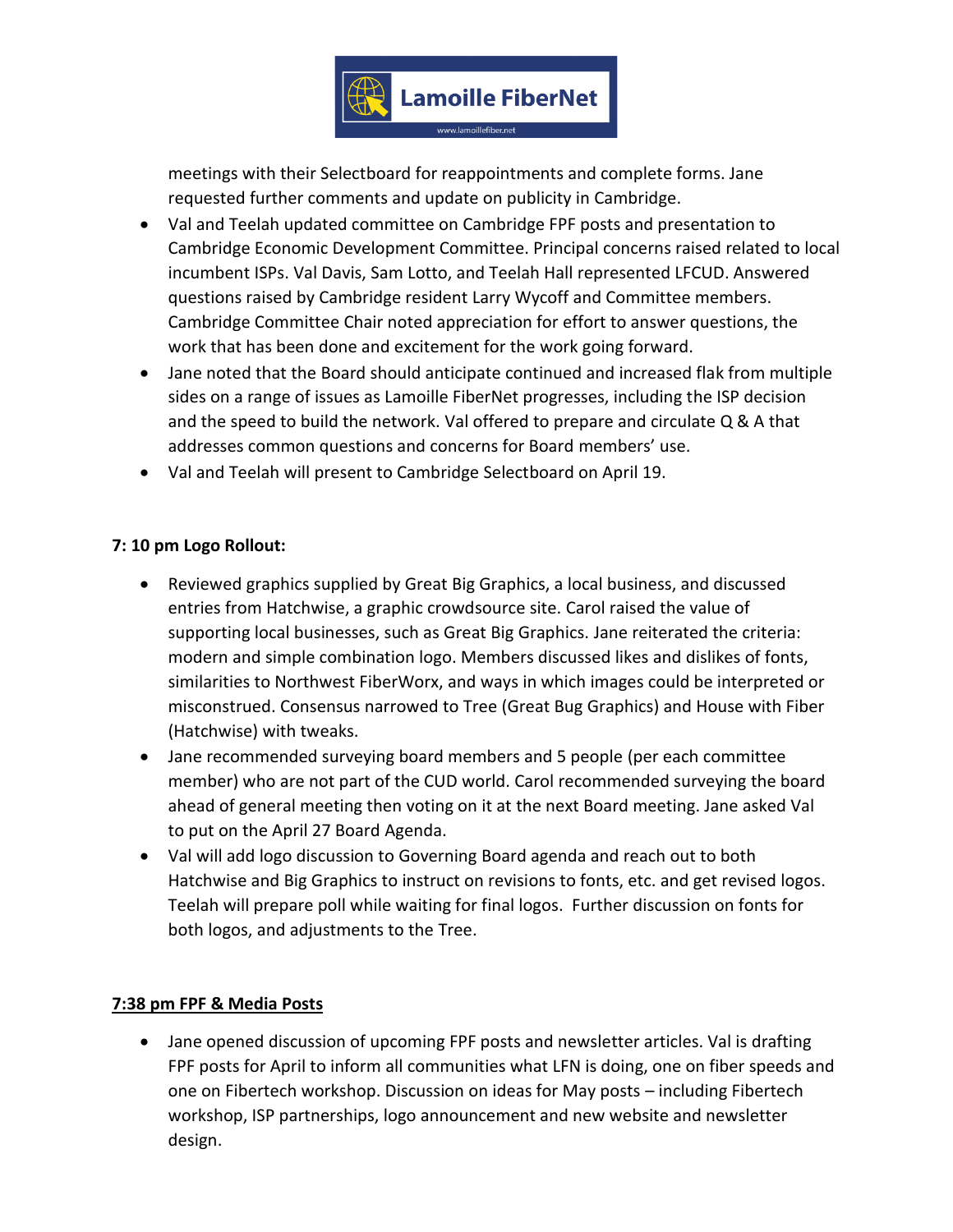meetings with their Selectboard for reappointments and complete forms. Jane requested further comments and update on publicity in Cambridge.

- Val and Teelah updated committee on Cambridge FPF posts and presentation to Cambridge Economic Development Committee. Principal concerns raised related to local incumbent ISPs. Val Davis, Sam Lotto, and Teelah Hall represented LFCUD. Answered questions raised by Cambridge resident Larry Wycoff and Committee members. Cambridge Committee Chair noted appreciation for effort to answer questions, the work that has been done and excitement for the work going forward.
- Jane noted that the Board should anticipate continued and increased flak from multiple sides on a range of issues as Lamoille FiberNet progresses, including the ISP decision and the speed to build the network. Val offered to prepare and circulate Q & A that addresses common questions and concerns for Board members' use.
- Val and Teelah will present to Cambridge Selectboard on April 19.

**7: 10 pm Logo Rollout:**

- Reviewed graphics supplied by Great Big Graphics, a local business, and discussed entries from Hatchwise, a graphic crowdsource site. Carol raised the value of supporting local businesses, such as Great Big Graphics. Jane reiterated the criteria: modern and simple combination logo. Members discussed likes and dislikes of fonts, similarities to Northwest FiberWorx, and ways in which images could be interpreted or misconstrued. Consensus narrowed to Tree (Great Bug Graphics) and House with Fiber (Hatchwise) with tweaks.
- Jane recommended surveying board members and 5 people (per each committee member) who are not part of the CUD world. Carol recommended surveying the board ahead of general meeting then voting on it at the next Board meeting. Jane asked Val to put on the April 27 Board Agenda.
- Val will add logo discussion to Governing Board agenda and reach out to both Hatchwise and Big Graphics to instruct on revisions to fonts, etc. and get revised logos. Teelah will prepare poll while waiting for final logos. Further discussion on fonts for both logos, and adjustments to the Tree.

**7:38 pm FPF & Media Posts**

- Jane opened discussion of upcoming FPF posts and newsletter articles. Val is drafting FPF posts for April to inform all communities what LFN is doing, one on fiber speeds and one on Fibertech workshop. Discussion on ideas for May posts – including Fibertech workshop, ISP partnerships, logo announcement and new website and newsletter design.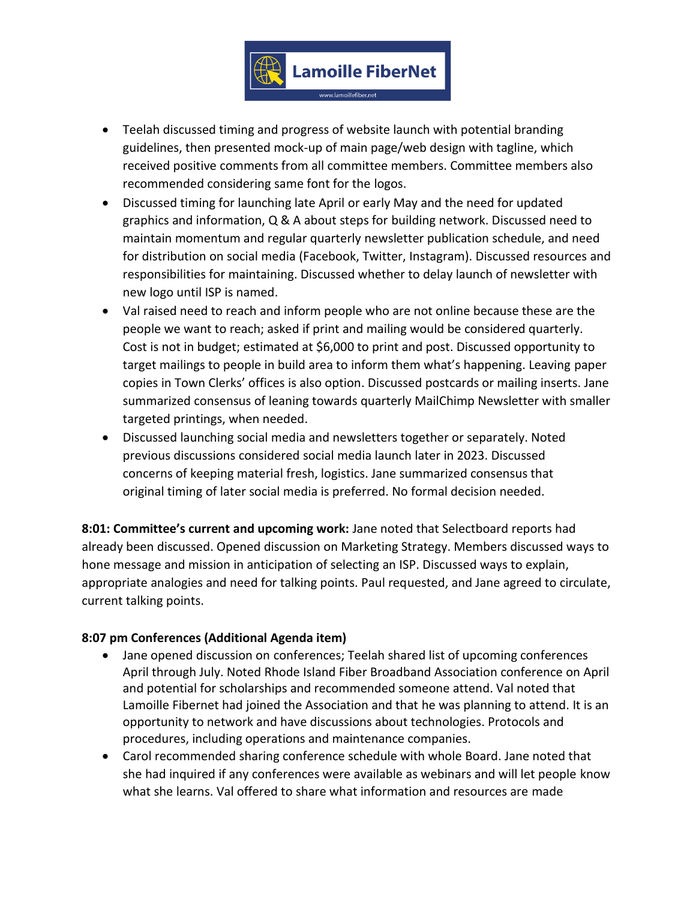- Teelah discussed timing and progress of website launch with potential branding guidelines, then presented mock-up of main page/web design with tagline, which received positive comments from all committee members. Committee members also recommended considering same font for the logos.
- Discussed timing for launching late April or early May and the need for updated graphics and information, Q & A about steps for building network. Discussed need to maintain momentum and regular quarterly newsletter publication schedule, and need for distribution on social media (Facebook, Twitter, Instagram). Discussed resources and responsibilities for maintaining. Discussed whether to delay launch of newsletter with new logo until ISP is named.
- Val raised need to reach and inform people who are not online because these are the people we want to reach; asked if print and mailing would be considered quarterly. Cost is not in budget; estimated at $6,000 to print and post. Discussed opportunity to target mailings to people in build area to inform them what's happening. Leaving paper copies in Town Clerks' offices is also option. Discussed postcards or mailing inserts. Jane summarized consensus of leaning towards quarterly MailChimp Newsletter with smaller targeted printings, when needed.
- Discussed launching social media and newsletters together or separately. Noted previous discussions considered social media launch later in 2023. Discussed concerns of keeping material fresh, logistics. Jane summarized consensus that original timing of later social media is preferred. No formal decision needed.

**8:01: Committee's current and upcoming work:** Jane noted that Selectboard reports had already been discussed. Opened discussion on Marketing Strategy. Members discussed ways to hone message and mission in anticipation of selecting an ISP. Discussed ways to explain, appropriate analogies and need for talking points. Paul requested, and Jane agreed to circulate, current talking points.

**8:07 pm Conferences (Additional Agenda item)**

- Jane opened discussion on conferences; Teelah shared list of upcoming conferences April through July. Noted Rhode Island Fiber Broadband Association conference on April and potential for scholarships and recommended someone attend. Val noted that Lamoille Fibernet had joined the Association and that he was planning to attend. It is an opportunity to network and have discussions about technologies. Protocols and procedures, including operations and maintenance companies.
- Carol recommended sharing conference schedule with whole Board. Jane noted that she had inquired if any conferences were available as webinars and will let people know what she learns. Val offered to share what information and resources are made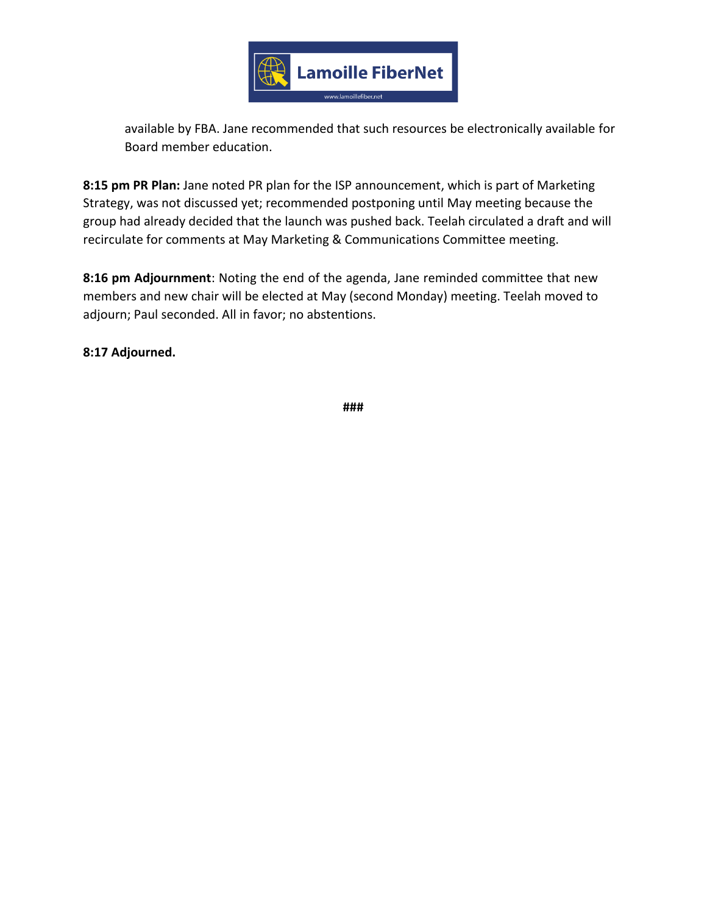available by FBA. Jane recommended that such resources be electronically available for Board member education.

**8:15 pm PR Plan:** Jane noted PR plan for the ISP announcement, which is part of Marketing Strategy, was not discussed yet; recommended postponing until May meeting because the group had already decided that the launch was pushed back. Teelah circulated a draft and will recirculate for comments at May Marketing & Communications Committee meeting.

**8:16 pm Adjournment**: Noting the end of the agenda, Jane reminded committee that new members and new chair will be elected at May (second Monday) meeting. Teelah moved to adjourn; Paul seconded. All in favor; no abstentions.

**8:17 Adjourned.**

**###**